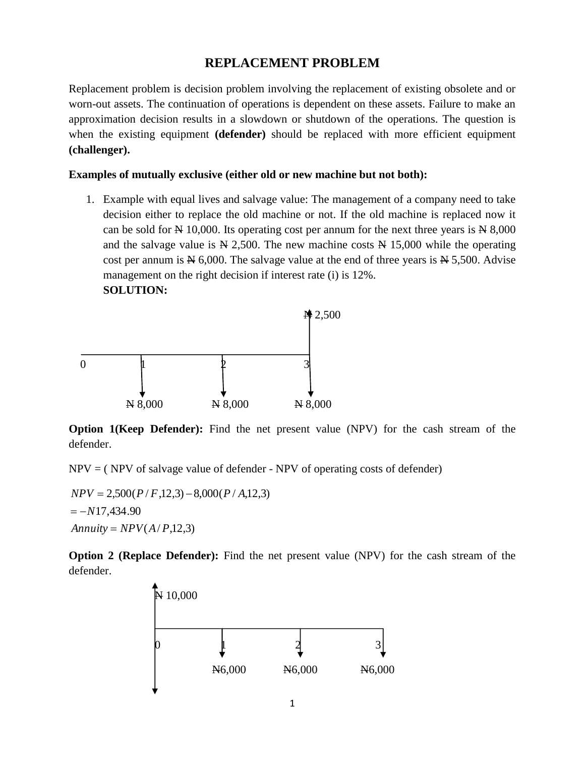# REPLACEMENT PROBLEM

Replacement problem is decision problem involving the replacement of existing obsolete and or worn-out assets. The continuation of operations is dependent on these assets. Failure to make an approximation decision results in a slowdown or shutdown of the operations. The question is when the existing equipment **(defender)** should be replaced with more efficient equipment **(challenger).**

**Examples of mutually exclusive (either old or new machine but not both):**

1. Example with equal lives and salvage value: The management of a company need to take decision either to replace the old machine or not. If the old machine is replaced now it can be sold for ₦ 10,000. Its operating cost per annum for the next three years is ₦ 8,000 and the salvage value is ₦ 2,500. The new machine costs ₦ 15,000 while the operating cost per annum is ₦ 6,000. The salvage value at the end of three years is ₦ 5,500. Advise management on the right decision if interest rate (i) is 12%.

   **SOLUTION:**

   ₦ 2,500

   0 1 2 3

   ₦ 8,000 ₦ 8,000 ₦ 8,000

**Option 1(Keep Defender):** Find the net present value (NPV) for the cash stream of the defender.

NPV = ( NPV of salvage value of defender - NPV of operating costs of defender)

$$NPV = 2{,}500(P/F{,}12{,}3) - 8{,}000(P/A{,}12{,}3)$$
$$= -N17{,}434.90$$
$$Annuity = NPV(A/P{,}12{,}3)$$

**Option 2 (Replace Defender):** Find the net present value (NPV) for the cash stream of the defender.

₦ 10,000

0 1 2 3

₦6,000 ₦6,000 ₦6,000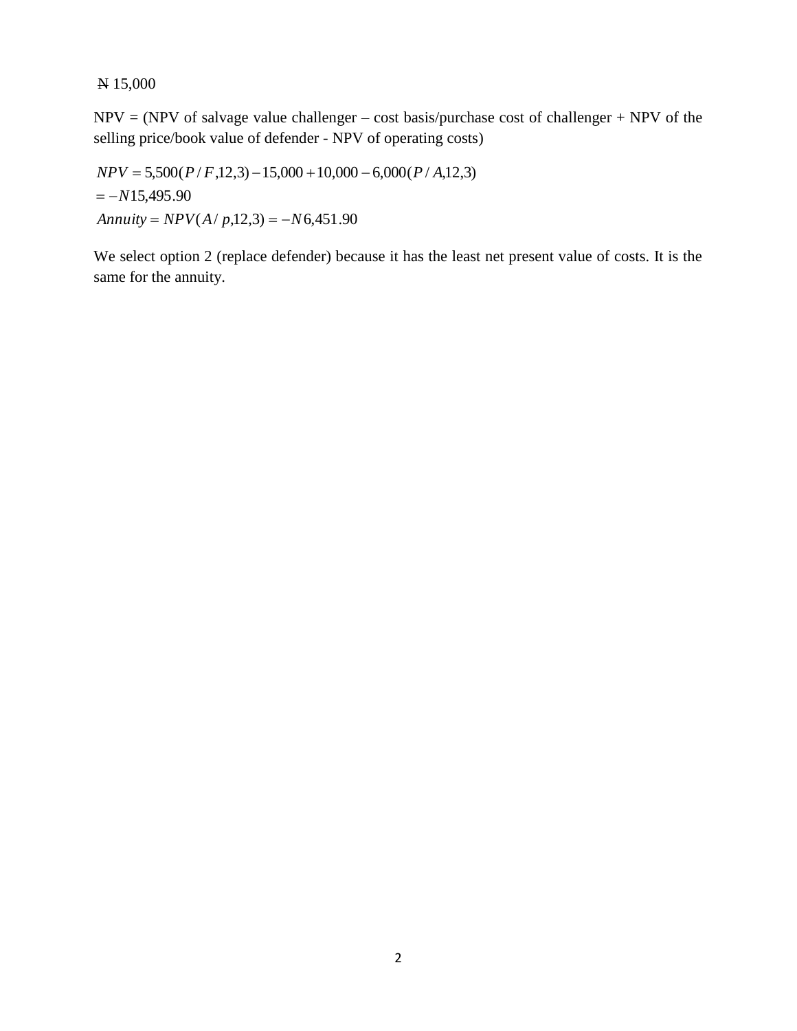₦ 15,000

NPV = (NPV of salvage value challenger – cost basis/purchase cost of challenger + NPV of the selling price/book value of defender - NPV of operating costs)

$$
\begin{aligned}
NPV &= 5{,}500(P/F,12,3) - 15{,}000 + 10{,}000 - 6{,}000(P/A,12,3) \\
&= -N15{,}495.90 \\
Annuity &= NPV(A/p,12,3) = -N6{,}451.90
\end{aligned}
$$

We select option 2 (replace defender) because it has the least net present value of costs. It is the same for the annuity.